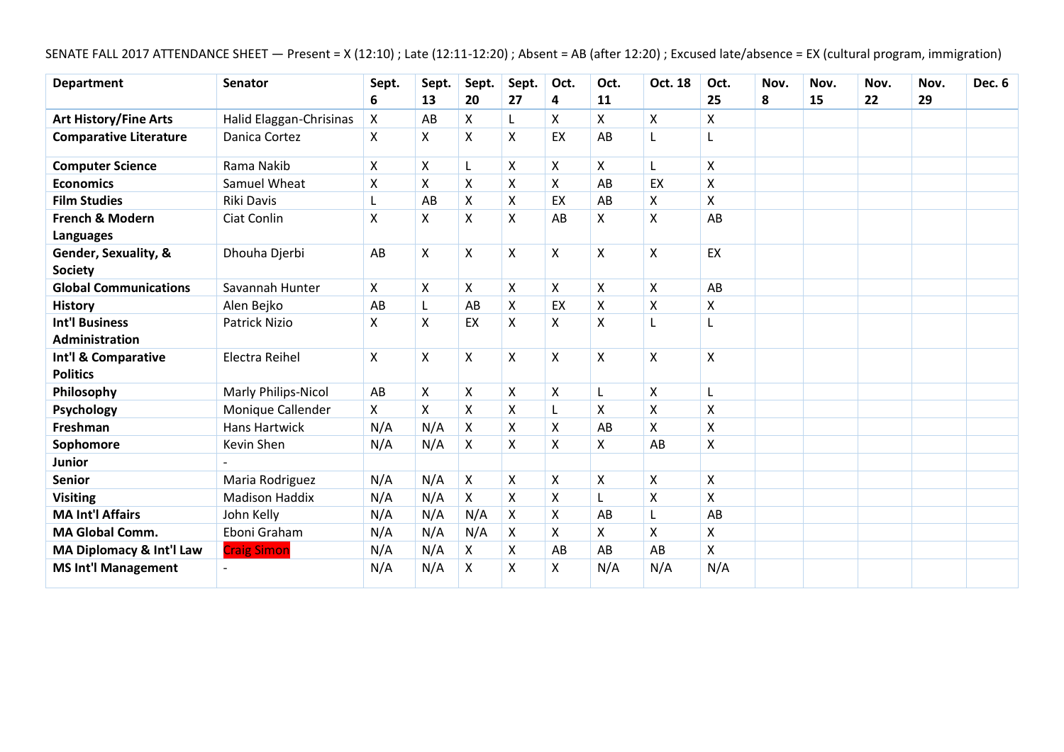SENATE FALL 2017 ATTENDANCE SHEET — Present = X (12:10) ; Late (12:11-12:20) ; Absent = AB (after 12:20) ; Excused late/absence = EX (cultural program, immigration)

| Department | Senator | Sept. 6 | Sept. 13 | Sept. 20 | Sept. 27 | Oct. 4 | Oct. 11 | Oct. 18 | Oct. 25 | Nov. 8 | Nov. 15 | Nov. 22 | Nov. 29 | Dec. 6 |
|---|---|---|---|---|---|---|---|---|---|---|---|---|---|---|
| **Art History/Fine Arts** | Halid Elaggan-Chrisinas | X | AB | X | L | X | X | X | X | | | | | |
| **Comparative Literature** | Danica Cortez | X | X | X | X | EX | AB | L | L | | | | | |
| **Computer Science** | Rama Nakib | X | X | L | X | X | X | L | X | | | | | |
| **Economics** | Samuel Wheat | X | X | X | X | X | AB | EX | X | | | | | |
| **Film Studies** | Riki Davis | L | AB | X | X | EX | AB | X | X | | | | | |
| **French & Modern Languages** | Ciat Conlin | X | X | X | X | AB | X | X | AB | | | | | |
| **Gender, Sexuality, & Society** | Dhouha Djerbi | AB | X | X | X | X | X | X | EX | | | | | |
| **Global Communications** | Savannah Hunter | X | X | X | X | X | X | X | AB | | | | | |
| **History** | Alen Bejko | AB | L | AB | X | EX | X | X | X | | | | | |
| **Int'l Business Administration** | Patrick Nizio | X | X | EX | X | X | X | L | L | | | | | |
| **Int'l & Comparative Politics** | Electra Reihel | X | X | X | X | X | X | X | X | | | | | |
| **Philosophy** | Marly Philips-Nicol | AB | X | X | X | X | L | X | L | | | | | |
| **Psychology** | Monique Callender | X | X | X | X | L | X | X | X | | | | | |
| **Freshman** | Hans Hartwick | N/A | N/A | X | X | X | AB | X | X | | | | | |
| **Sophomore** | Kevin Shen | N/A | N/A | X | X | X | X | AB | X | | | | | |
| **Junior** | - | | | | | | | | | | | | | |
| **Senior** | Maria Rodriguez | N/A | N/A | X | X | X | X | X | X | | | | | |
| **Visiting** | Madison Haddix | N/A | N/A | X | X | X | L | X | X | | | | | |
| **MA Int'l Affairs** | John Kelly | N/A | N/A | N/A | X | X | AB | L | AB | | | | | |
| **MA Global Comm.** | Eboni Graham | N/A | N/A | N/A | X | X | X | X | X | | | | | |
| **MA Diplomacy & Int'l Law** | Craig Simon | N/A | N/A | X | X | AB | AB | AB | X | | | | | |
| **MS Int'l Management** | - | N/A | N/A | X | X | X | N/A | N/A | N/A | | | | | |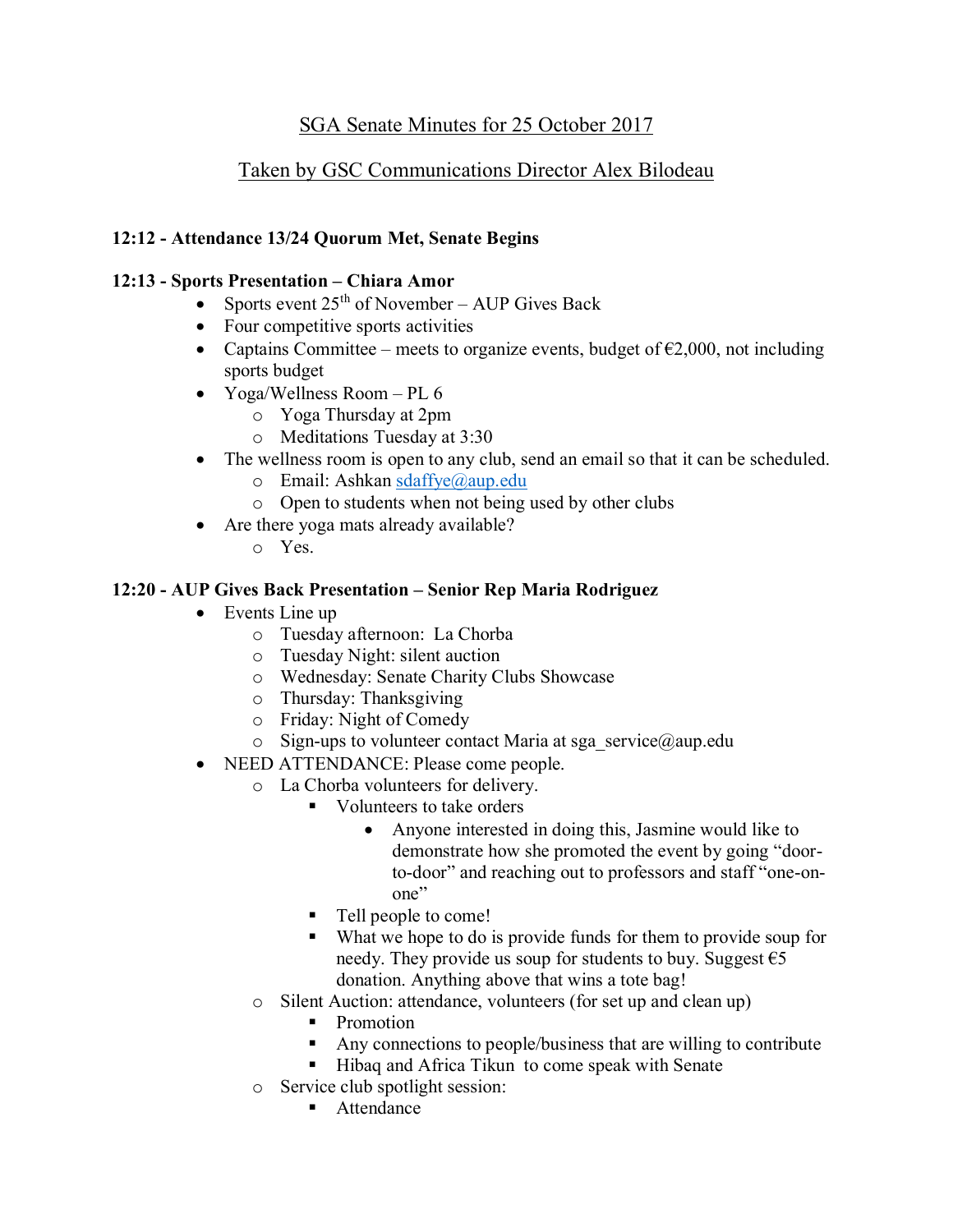# SGA Senate Minutes for 25 October 2017

## Taken by GSC Communications Director Alex Bilodeau

**12:12 - Attendance 13/24 Quorum Met, Senate Begins**

**12:13 - Sports Presentation – Chiara Amor**

- Sports event 25th of November – AUP Gives Back
- Four competitive sports activities
- Captains Committee – meets to organize events, budget of €2,000, not including sports budget
- Yoga/Wellness Room – PL 6
  - Yoga Thursday at 2pm
  - Meditations Tuesday at 3:30
- The wellness room is open to any club, send an email so that it can be scheduled.
  - Email: Ashkan sdaffye@aup.edu
  - Open to students when not being used by other clubs
- Are there yoga mats already available?
  - Yes.

**12:20 - AUP Gives Back Presentation – Senior Rep Maria Rodriguez**

- Events Line up
  - Tuesday afternoon: La Chorba
  - Tuesday Night: silent auction
  - Wednesday: Senate Charity Clubs Showcase
  - Thursday: Thanksgiving
  - Friday: Night of Comedy
  - Sign-ups to volunteer contact Maria at sga_service@aup.edu
- NEED ATTENDANCE: Please come people.
  - La Chorba volunteers for delivery.
    - Volunteers to take orders
      - Anyone interested in doing this, Jasmine would like to demonstrate how she promoted the event by going "door-to-door" and reaching out to professors and staff "one-on-one"
    - Tell people to come!
    - What we hope to do is provide funds for them to provide soup for needy. They provide us soup for students to buy. Suggest €5 donation. Anything above that wins a tote bag!
  - Silent Auction: attendance, volunteers (for set up and clean up)
    - Promotion
    - Any connections to people/business that are willing to contribute
    - Hibaq and Africa Tikun to come speak with Senate
  - Service club spotlight session:
    - Attendance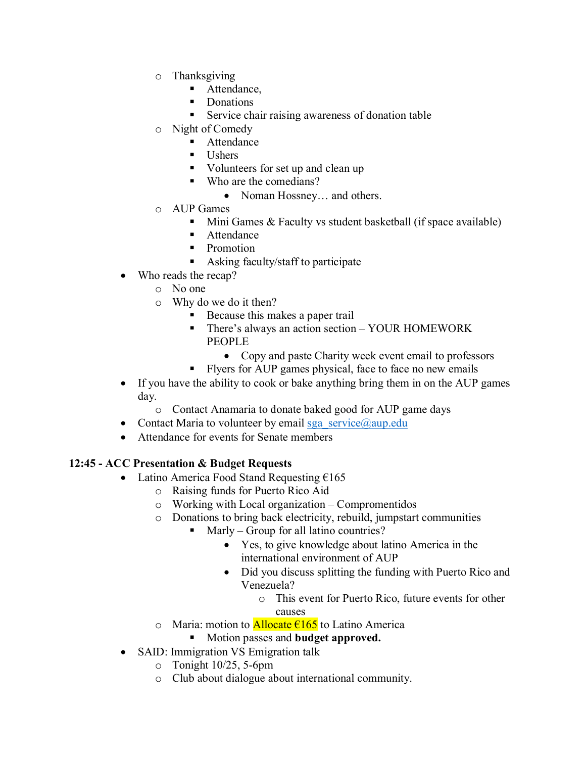- Thanksgiving
    - Attendance,
    - Donations
    - Service chair raising awareness of donation table
  - Night of Comedy
    - Attendance
    - Ushers
    - Volunteers for set up and clean up
    - Who are the comedians?
      - Noman Hossney… and others.
  - AUP Games
    - Mini Games & Faculty vs student basketball (if space available)
    - Attendance
    - Promotion
    - Asking faculty/staff to participate
- Who reads the recap?
  - No one
  - Why do we do it then?
    - Because this makes a paper trail
    - There's always an action section – YOUR HOMEWORK PEOPLE
      - Copy and paste Charity week event email to professors
    - Flyers for AUP games physical, face to face no new emails
- If you have the ability to cook or bake anything bring them in on the AUP games day.
  - Contact Anamaria to donate baked good for AUP game days
- Contact Maria to volunteer by email [sga_service@aup.edu](mailto:sga_service@aup.edu)
- Attendance for events for Senate members

**12:45 - ACC Presentation & Budget Requests**

- Latino America Food Stand Requesting €165
  - Raising funds for Puerto Rico Aid
  - Working with Local organization – Compromentidos
  - Donations to bring back electricity, rebuild, jumpstart communities
    - Marly – Group for all latino countries?
      - Yes, to give knowledge about latino America in the international environment of AUP
      - Did you discuss splitting the funding with Puerto Rico and Venezuela?
        - This event for Puerto Rico, future events for other causes
  - Maria: motion to Allocate €165 to Latino America
    - Motion passes and **budget approved.**
- SAID: Immigration VS Emigration talk
  - Tonight 10/25, 5-6pm
  - Club about dialogue about international community.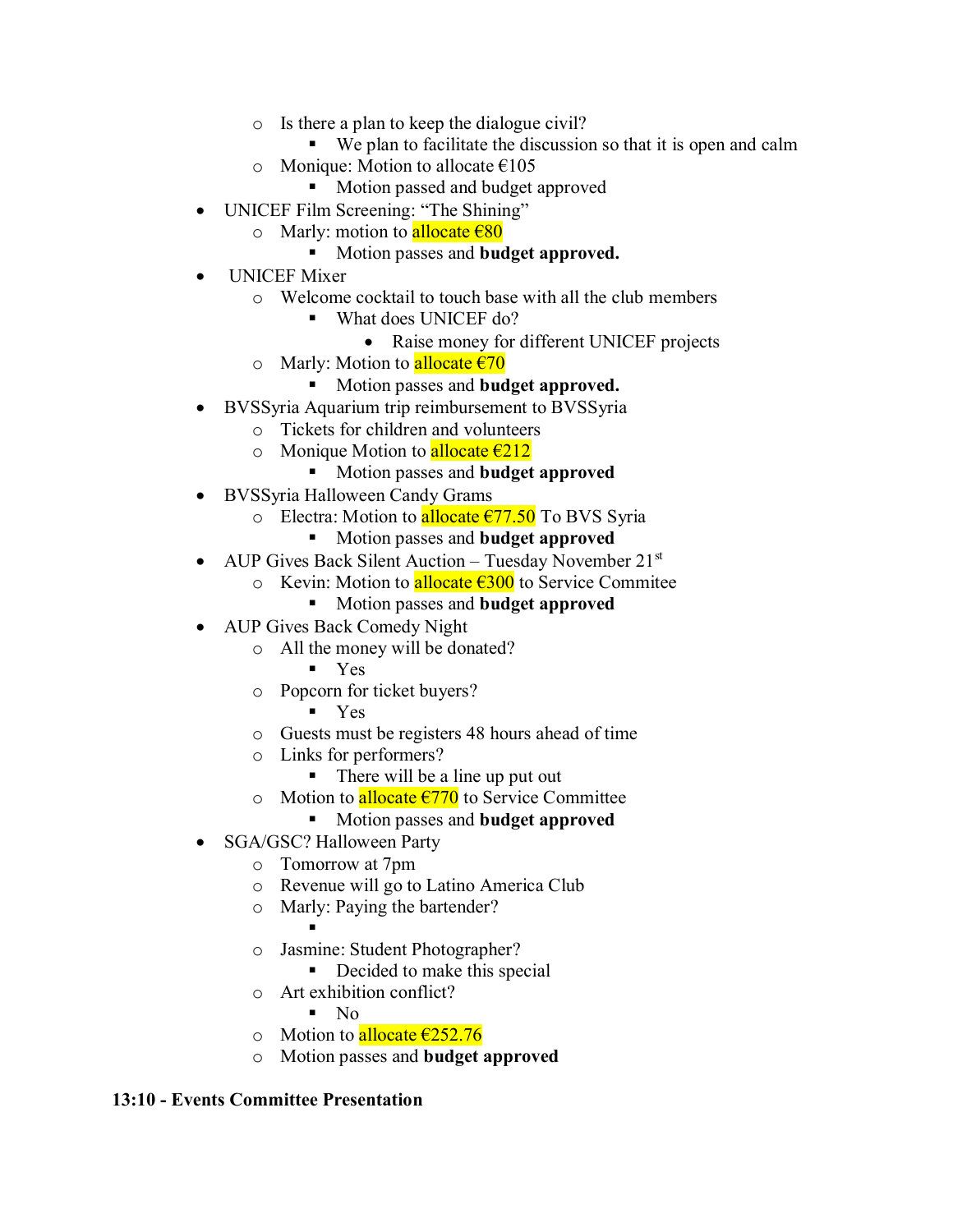- Is there a plan to keep the dialogue civil?
  - We plan to facilitate the discussion so that it is open and calm
- Monique: Motion to allocate €105
  - Motion passed and budget approved

- UNICEF Film Screening: "The Shining"
  - Marly: motion to allocate €80
    - Motion passes and **budget approved.**
- UNICEF Mixer
  - Welcome cocktail to touch base with all the club members
    - What does UNICEF do?
      - Raise money for different UNICEF projects
  - Marly: Motion to allocate €70
    - Motion passes and **budget approved.**
- BVSSyria Aquarium trip reimbursement to BVSSyria
  - Tickets for children and volunteers
  - Monique Motion to allocate €212
    - Motion passes and **budget approved**
- BVSSyria Halloween Candy Grams
  - Electra: Motion to allocate €77.50 To BVS Syria
    - Motion passes and **budget approved**
- AUP Gives Back Silent Auction – Tuesday November 21st
  - Kevin: Motion to allocate €300 to Service Commitee
    - Motion passes and **budget approved**
- AUP Gives Back Comedy Night
  - All the money will be donated?
    - Yes
  - Popcorn for ticket buyers?
    - Yes
  - Guests must be registers 48 hours ahead of time
  - Links for performers?
    - There will be a line up put out
  - Motion to allocate €770 to Service Committee
    - Motion passes and **budget approved**
- SGA/GSC? Halloween Party
  - Tomorrow at 7pm
  - Revenue will go to Latino America Club
  - Marly: Paying the bartender?
    - 
  - Jasmine: Student Photographer?
    - Decided to make this special
  - Art exhibition conflict?
    - No
  - Motion to allocate €252.76
  - Motion passes and **budget approved**

**13:10 - Events Committee Presentation**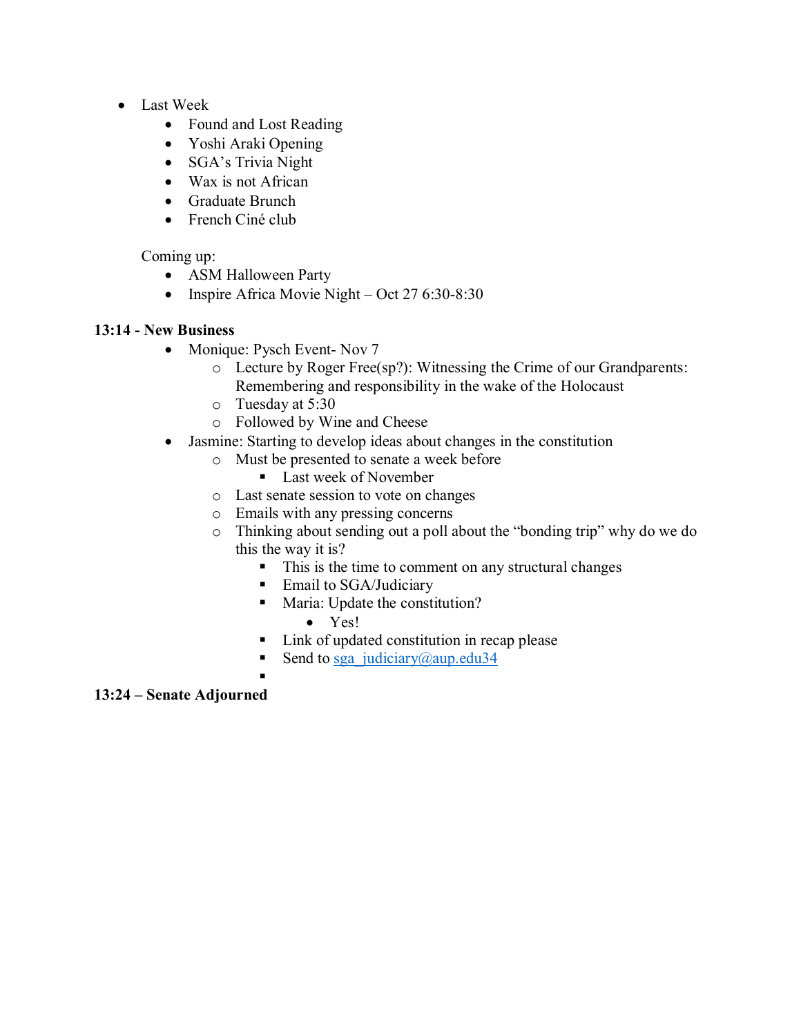- Last Week
    - Found and Lost Reading
    - Yoshi Araki Opening
    - SGA's Trivia Night
    - Wax is not African
    - Graduate Brunch
    - French Ciné club

  Coming up:
    - ASM Halloween Party
    - Inspire Africa Movie Night – Oct 27 6:30-8:30

**13:14 - New Business**

- Monique: Pysch Event- Nov 7
    - Lecture by Roger Free(sp?): Witnessing the Crime of our Grandparents: Remembering and responsibility in the wake of the Holocaust
    - Tuesday at 5:30
    - Followed by Wine and Cheese
- Jasmine: Starting to develop ideas about changes in the constitution
    - Must be presented to senate a week before
        - Last week of November
    - Last senate session to vote on changes
    - Emails with any pressing concerns
    - Thinking about sending out a poll about the "bonding trip" why do we do this the way it is?
        - This is the time to comment on any structural changes
        - Email to SGA/Judiciary
        - Maria: Update the constitution?
            - Yes!
        - Link of updated constitution in recap please
        - Send to sga_judiciary@aup.edu34

**13:24 – Senate Adjourned**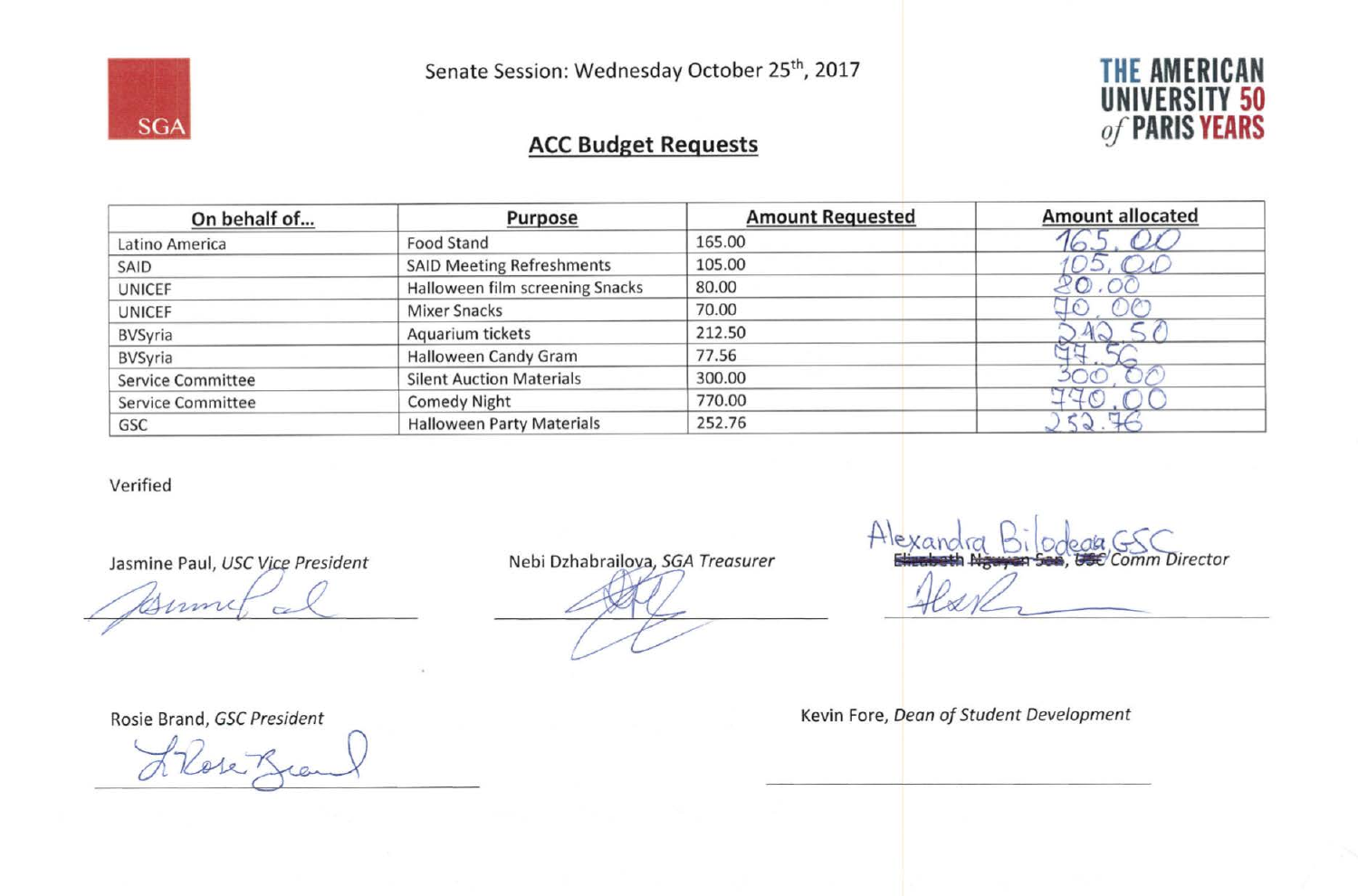Senate Session: Wednesday October 25th, 2017

## ACC Budget Requests

| On behalf of... | Purpose | Amount Requested | Amount allocated |
|---|---|---|---|
| Latino America | Food Stand | 165.00 | 165.00 |
| SAID | SAID Meeting Refreshments | 105.00 | 105.00 |
| UNICEF | Halloween film screening Snacks | 80.00 | 80.00 |
| UNICEF | Mixer Snacks | 70.00 | 70.00 |
| BVSyria | Aquarium tickets | 212.50 | 212.50 |
| BVSyria | Halloween Candy Gram | 77.56 | 77.56 |
| Service Committee | Silent Auction Materials | 300.00 | 300.00 |
| Service Committee | Comedy Night | 770.00 | 770.00 |
| GSC | Halloween Party Materials | 252.76 | 252.76 |

Verified

Jasmine Paul, *USC Vice President*

Nebi Dzhabrailova, *SGA Treasurer*

Alexandra Bilodeau GSC
~~Elizabeth Nguyen Sen~~, ~~USC~~ *Comm Director*

Rosie Brand, *GSC President*

Kevin Fore, *Dean of Student Development*